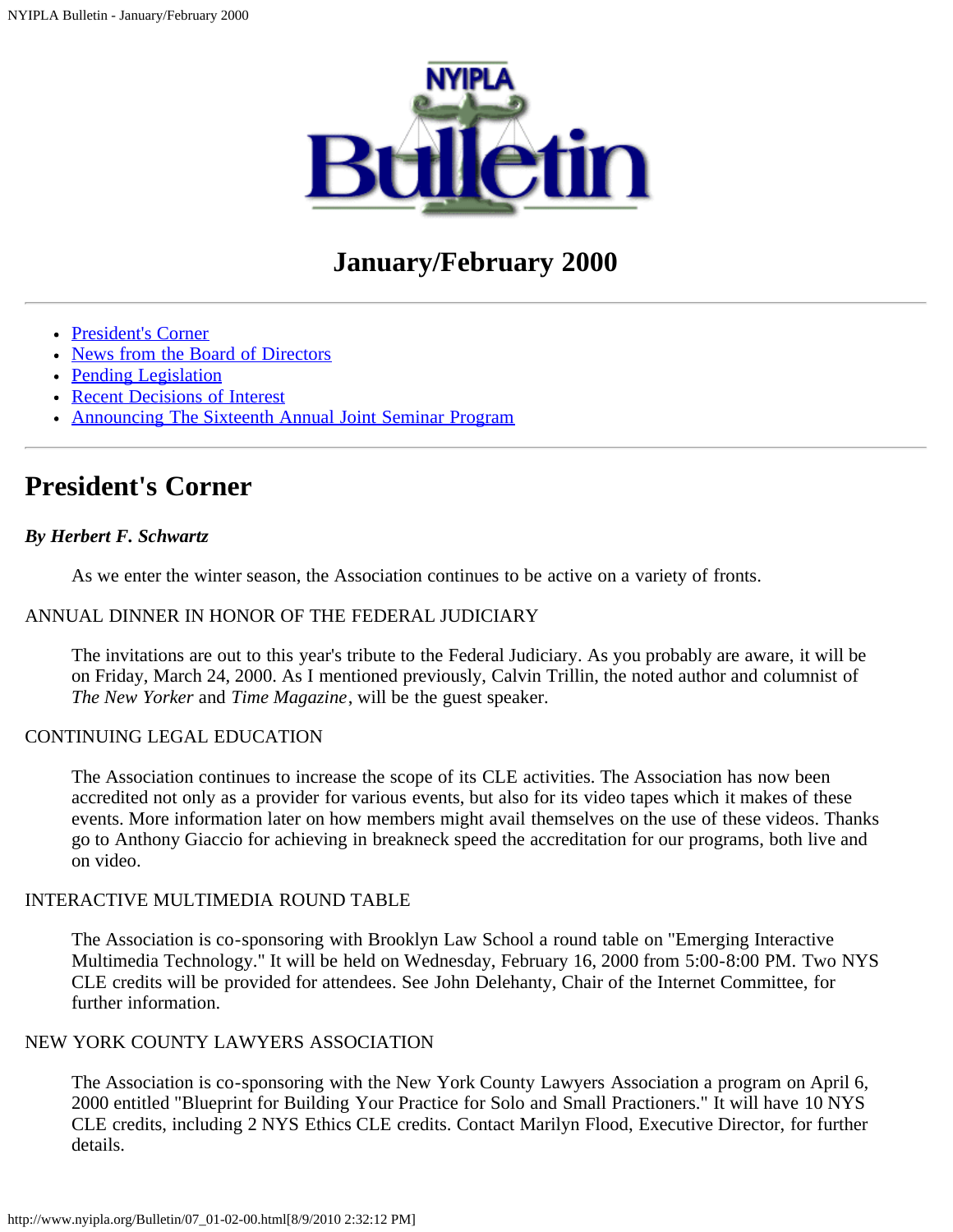# NYIPLA Bulletin

## January/February 2000

---

- President's Corner
- News from the Board of Directors
- Pending Legislation
- Recent Decisions of Interest
- Announcing The Sixteenth Annual Joint Seminar Program

---

## President's Corner

***By Herbert F. Schwartz***

As we enter the winter season, the Association continues to be active on a variety of fronts.

ANNUAL DINNER IN HONOR OF THE FEDERAL JUDICIARY

The invitations are out to this year's tribute to the Federal Judiciary. As you probably are aware, it will be on Friday, March 24, 2000. As I mentioned previously, Calvin Trillin, the noted author and columnist of *The New Yorker* and *Time Magazine*, will be the guest speaker.

CONTINUING LEGAL EDUCATION

The Association continues to increase the scope of its CLE activities. The Association has now been accredited not only as a provider for various events, but also for its video tapes which it makes of these events. More information later on how members might avail themselves on the use of these videos. Thanks go to Anthony Giaccio for achieving in breakneck speed the accreditation for our programs, both live and on video.

INTERACTIVE MULTIMEDIA ROUND TABLE

The Association is co-sponsoring with Brooklyn Law School a round table on "Emerging Interactive Multimedia Technology." It will be held on Wednesday, February 16, 2000 from 5:00-8:00 PM. Two NYS CLE credits will be provided for attendees. See John Delehanty, Chair of the Internet Committee, for further information.

NEW YORK COUNTY LAWYERS ASSOCIATION

The Association is co-sponsoring with the New York County Lawyers Association a program on April 6, 2000 entitled "Blueprint for Building Your Practice for Solo and Small Practioners." It will have 10 NYS CLE credits, including 2 NYS Ethics CLE credits. Contact Marilyn Flood, Executive Director, for further details.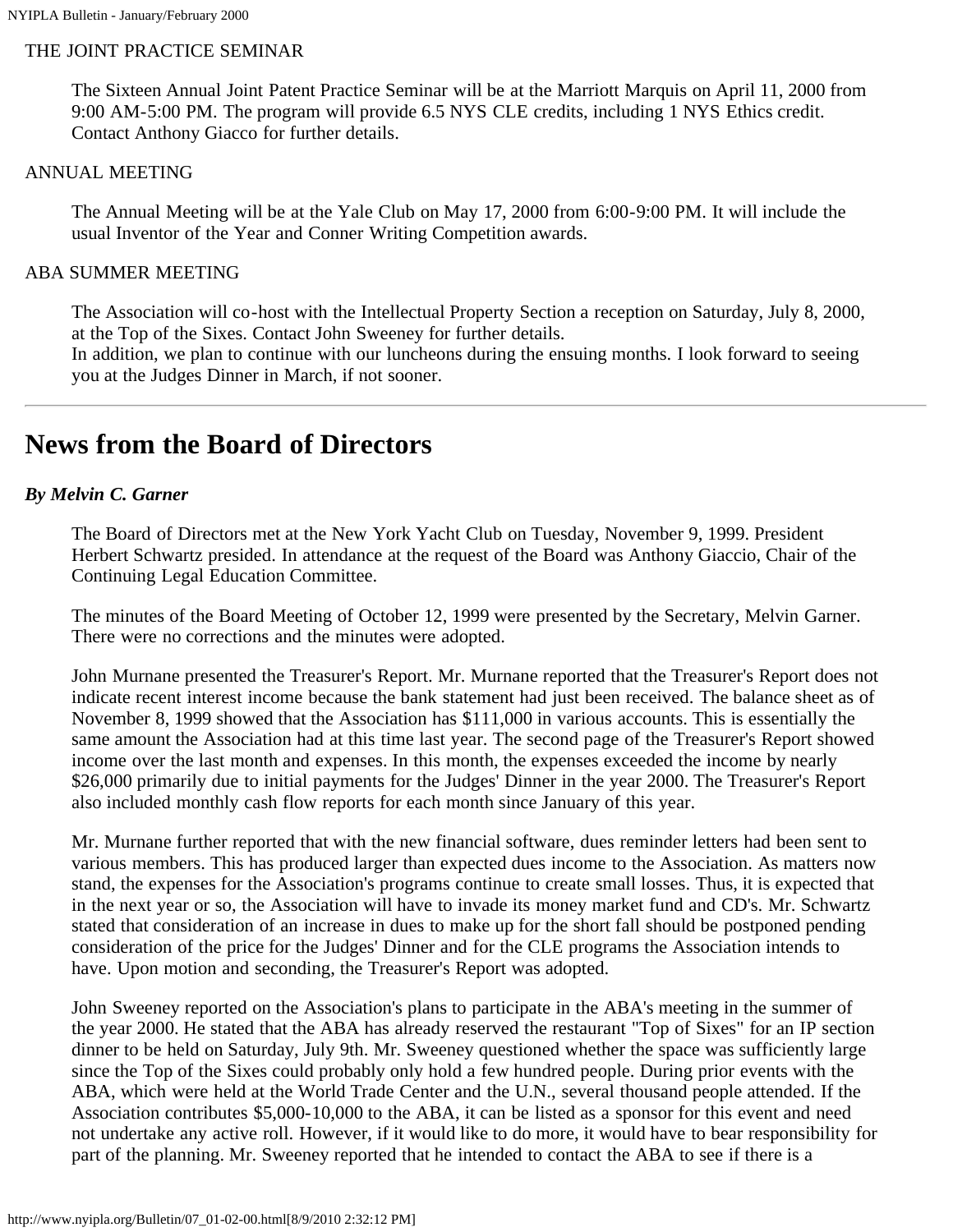THE JOINT PRACTICE SEMINAR

The Sixteen Annual Joint Patent Practice Seminar will be at the Marriott Marquis on April 11, 2000 from 9:00 AM-5:00 PM. The program will provide 6.5 NYS CLE credits, including 1 NYS Ethics credit. Contact Anthony Giacco for further details.

ANNUAL MEETING

The Annual Meeting will be at the Yale Club on May 17, 2000 from 6:00-9:00 PM. It will include the usual Inventor of the Year and Conner Writing Competition awards.

ABA SUMMER MEETING

The Association will co-host with the Intellectual Property Section a reception on Saturday, July 8, 2000, at the Top of the Sixes. Contact John Sweeney for further details.
In addition, we plan to continue with our luncheons during the ensuing months. I look forward to seeing you at the Judges Dinner in March, if not sooner.

---

# News from the Board of Directors

***By Melvin C. Garner***

The Board of Directors met at the New York Yacht Club on Tuesday, November 9, 1999. President Herbert Schwartz presided. In attendance at the request of the Board was Anthony Giaccio, Chair of the Continuing Legal Education Committee.

The minutes of the Board Meeting of October 12, 1999 were presented by the Secretary, Melvin Garner. There were no corrections and the minutes were adopted.

John Murnane presented the Treasurer's Report. Mr. Murnane reported that the Treasurer's Report does not indicate recent interest income because the bank statement had just been received. The balance sheet as of November 8, 1999 showed that the Association has $111,000 in various accounts. This is essentially the same amount the Association had at this time last year. The second page of the Treasurer's Report showed income over the last month and expenses. In this month, the expenses exceeded the income by nearly $26,000 primarily due to initial payments for the Judges' Dinner in the year 2000. The Treasurer's Report also included monthly cash flow reports for each month since January of this year.

Mr. Murnane further reported that with the new financial software, dues reminder letters had been sent to various members. This has produced larger than expected dues income to the Association. As matters now stand, the expenses for the Association's programs continue to create small losses. Thus, it is expected that in the next year or so, the Association will have to invade its money market fund and CD's. Mr. Schwartz stated that consideration of an increase in dues to make up for the short fall should be postponed pending consideration of the price for the Judges' Dinner and for the CLE programs the Association intends to have. Upon motion and seconding, the Treasurer's Report was adopted.

John Sweeney reported on the Association's plans to participate in the ABA's meeting in the summer of the year 2000. He stated that the ABA has already reserved the restaurant "Top of Sixes" for an IP section dinner to be held on Saturday, July 9th. Mr. Sweeney questioned whether the space was sufficiently large since the Top of the Sixes could probably only hold a few hundred people. During prior events with the ABA, which were held at the World Trade Center and the U.N., several thousand people attended. If the Association contributes $5,000-10,000 to the ABA, it can be listed as a sponsor for this event and need not undertake any active roll. However, if it would like to do more, it would have to bear responsibility for part of the planning. Mr. Sweeney reported that he intended to contact the ABA to see if there is a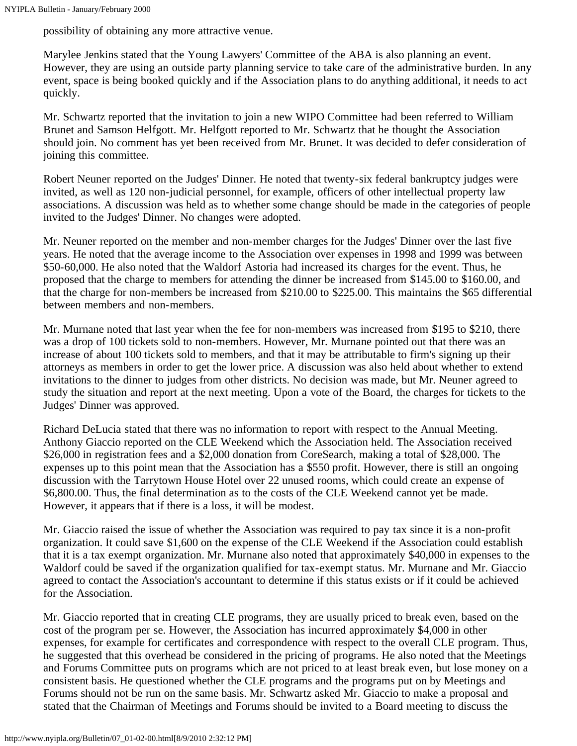possibility of obtaining any more attractive venue.

Marylee Jenkins stated that the Young Lawyers' Committee of the ABA is also planning an event. However, they are using an outside party planning service to take care of the administrative burden. In any event, space is being booked quickly and if the Association plans to do anything additional, it needs to act quickly.

Mr. Schwartz reported that the invitation to join a new WIPO Committee had been referred to William Brunet and Samson Helfgott. Mr. Helfgott reported to Mr. Schwartz that he thought the Association should join. No comment has yet been received from Mr. Brunet. It was decided to defer consideration of joining this committee.

Robert Neuner reported on the Judges' Dinner. He noted that twenty-six federal bankruptcy judges were invited, as well as 120 non-judicial personnel, for example, officers of other intellectual property law associations. A discussion was held as to whether some change should be made in the categories of people invited to the Judges' Dinner. No changes were adopted.

Mr. Neuner reported on the member and non-member charges for the Judges' Dinner over the last five years. He noted that the average income to the Association over expenses in 1998 and 1999 was between $50-60,000. He also noted that the Waldorf Astoria had increased its charges for the event. Thus, he proposed that the charge to members for attending the dinner be increased from $145.00 to $160.00, and that the charge for non-members be increased from $210.00 to $225.00. This maintains the $65 differential between members and non-members.

Mr. Murnane noted that last year when the fee for non-members was increased from $195 to $210, there was a drop of 100 tickets sold to non-members. However, Mr. Murnane pointed out that there was an increase of about 100 tickets sold to members, and that it may be attributable to firm's signing up their attorneys as members in order to get the lower price. A discussion was also held about whether to extend invitations to the dinner to judges from other districts. No decision was made, but Mr. Neuner agreed to study the situation and report at the next meeting. Upon a vote of the Board, the charges for tickets to the Judges' Dinner was approved.

Richard DeLucia stated that there was no information to report with respect to the Annual Meeting. Anthony Giaccio reported on the CLE Weekend which the Association held. The Association received $26,000 in registration fees and a $2,000 donation from CoreSearch, making a total of $28,000. The expenses up to this point mean that the Association has a $550 profit. However, there is still an ongoing discussion with the Tarrytown House Hotel over 22 unused rooms, which could create an expense of $6,800.00. Thus, the final determination as to the costs of the CLE Weekend cannot yet be made. However, it appears that if there is a loss, it will be modest.

Mr. Giaccio raised the issue of whether the Association was required to pay tax since it is a non-profit organization. It could save $1,600 on the expense of the CLE Weekend if the Association could establish that it is a tax exempt organization. Mr. Murnane also noted that approximately $40,000 in expenses to the Waldorf could be saved if the organization qualified for tax-exempt status. Mr. Murnane and Mr. Giaccio agreed to contact the Association's accountant to determine if this status exists or if it could be achieved for the Association.

Mr. Giaccio reported that in creating CLE programs, they are usually priced to break even, based on the cost of the program per se. However, the Association has incurred approximately $4,000 in other expenses, for example for certificates and correspondence with respect to the overall CLE program. Thus, he suggested that this overhead be considered in the pricing of programs. He also noted that the Meetings and Forums Committee puts on programs which are not priced to at least break even, but lose money on a consistent basis. He questioned whether the CLE programs and the programs put on by Meetings and Forums should not be run on the same basis. Mr. Schwartz asked Mr. Giaccio to make a proposal and stated that the Chairman of Meetings and Forums should be invited to a Board meeting to discuss the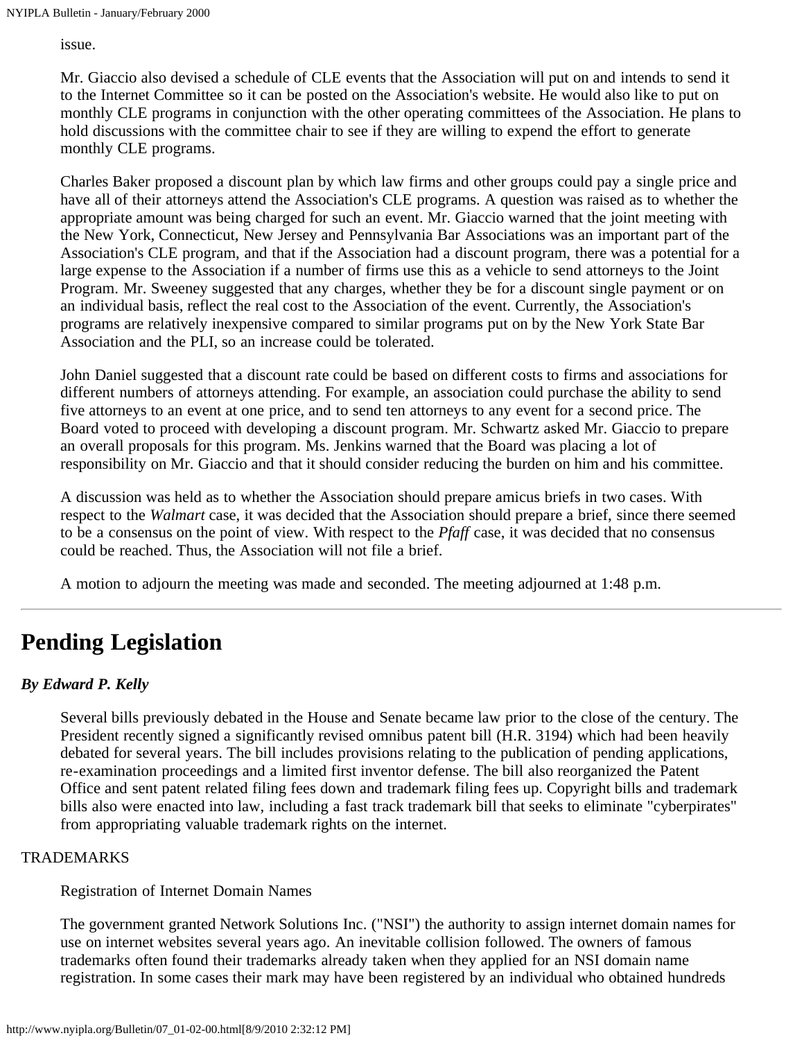issue.

Mr. Giaccio also devised a schedule of CLE events that the Association will put on and intends to send it to the Internet Committee so it can be posted on the Association's website. He would also like to put on monthly CLE programs in conjunction with the other operating committees of the Association. He plans to hold discussions with the committee chair to see if they are willing to expend the effort to generate monthly CLE programs.

Charles Baker proposed a discount plan by which law firms and other groups could pay a single price and have all of their attorneys attend the Association's CLE programs. A question was raised as to whether the appropriate amount was being charged for such an event. Mr. Giaccio warned that the joint meeting with the New York, Connecticut, New Jersey and Pennsylvania Bar Associations was an important part of the Association's CLE program, and that if the Association had a discount program, there was a potential for a large expense to the Association if a number of firms use this as a vehicle to send attorneys to the Joint Program. Mr. Sweeney suggested that any charges, whether they be for a discount single payment or on an individual basis, reflect the real cost to the Association of the event. Currently, the Association's programs are relatively inexpensive compared to similar programs put on by the New York State Bar Association and the PLI, so an increase could be tolerated.

John Daniel suggested that a discount rate could be based on different costs to firms and associations for different numbers of attorneys attending. For example, an association could purchase the ability to send five attorneys to an event at one price, and to send ten attorneys to any event for a second price. The Board voted to proceed with developing a discount program. Mr. Schwartz asked Mr. Giaccio to prepare an overall proposals for this program. Ms. Jenkins warned that the Board was placing a lot of responsibility on Mr. Giaccio and that it should consider reducing the burden on him and his committee.

A discussion was held as to whether the Association should prepare amicus briefs in two cases. With respect to the *Walmart* case, it was decided that the Association should prepare a brief, since there seemed to be a consensus on the point of view. With respect to the *Pfaff* case, it was decided that no consensus could be reached. Thus, the Association will not file a brief.

A motion to adjourn the meeting was made and seconded. The meeting adjourned at 1:48 p.m.

---

# Pending Legislation

***By Edward P. Kelly***

Several bills previously debated in the House and Senate became law prior to the close of the century. The President recently signed a significantly revised omnibus patent bill (H.R. 3194) which had been heavily debated for several years. The bill includes provisions relating to the publication of pending applications, re-examination proceedings and a limited first inventor defense. The bill also reorganized the Patent Office and sent patent related filing fees down and trademark filing fees up. Copyright bills and trademark bills also were enacted into law, including a fast track trademark bill that seeks to eliminate "cyberpirates" from appropriating valuable trademark rights on the internet.

TRADEMARKS

Registration of Internet Domain Names

The government granted Network Solutions Inc. ("NSI") the authority to assign internet domain names for use on internet websites several years ago. An inevitable collision followed. The owners of famous trademarks often found their trademarks already taken when they applied for an NSI domain name registration. In some cases their mark may have been registered by an individual who obtained hundreds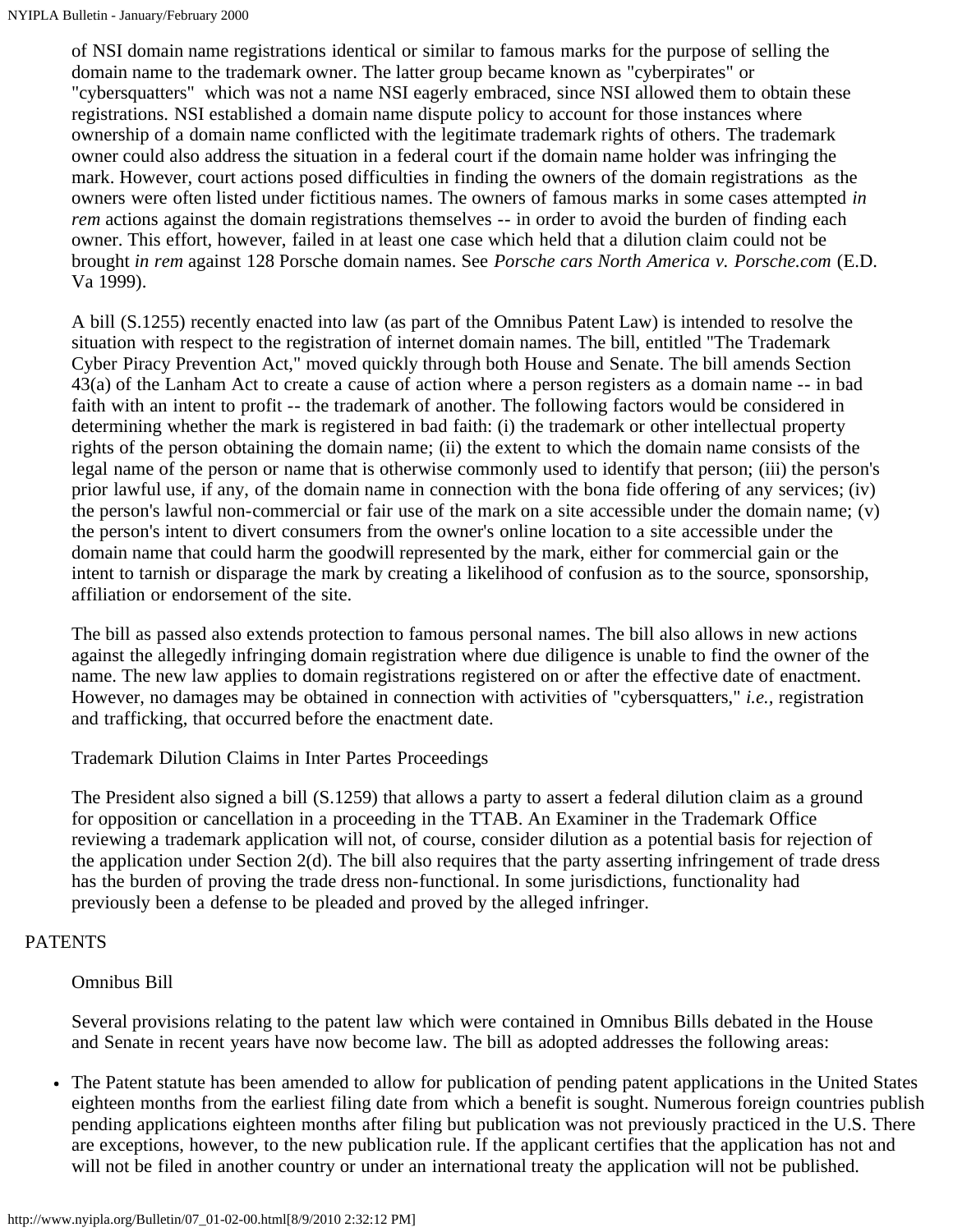of NSI domain name registrations identical or similar to famous marks for the purpose of selling the domain name to the trademark owner. The latter group became known as "cyberpirates" or "cybersquatters" which was not a name NSI eagerly embraced, since NSI allowed them to obtain these registrations. NSI established a domain name dispute policy to account for those instances where ownership of a domain name conflicted with the legitimate trademark rights of others. The trademark owner could also address the situation in a federal court if the domain name holder was infringing the mark. However, court actions posed difficulties in finding the owners of the domain registrations as the owners were often listed under fictitious names. The owners of famous marks in some cases attempted *in rem* actions against the domain registrations themselves -- in order to avoid the burden of finding each owner. This effort, however, failed in at least one case which held that a dilution claim could not be brought *in rem* against 128 Porsche domain names. See *Porsche cars North America v. Porsche.com* (E.D. Va 1999).

A bill (S.1255) recently enacted into law (as part of the Omnibus Patent Law) is intended to resolve the situation with respect to the registration of internet domain names. The bill, entitled "The Trademark Cyber Piracy Prevention Act," moved quickly through both House and Senate. The bill amends Section 43(a) of the Lanham Act to create a cause of action where a person registers as a domain name -- in bad faith with an intent to profit -- the trademark of another. The following factors would be considered in determining whether the mark is registered in bad faith: (i) the trademark or other intellectual property rights of the person obtaining the domain name; (ii) the extent to which the domain name consists of the legal name of the person or name that is otherwise commonly used to identify that person; (iii) the person's prior lawful use, if any, of the domain name in connection with the bona fide offering of any services; (iv) the person's lawful non-commercial or fair use of the mark on a site accessible under the domain name; (v) the person's intent to divert consumers from the owner's online location to a site accessible under the domain name that could harm the goodwill represented by the mark, either for commercial gain or the intent to tarnish or disparage the mark by creating a likelihood of confusion as to the source, sponsorship, affiliation or endorsement of the site.

The bill as passed also extends protection to famous personal names. The bill also allows in new actions against the allegedly infringing domain registration where due diligence is unable to find the owner of the name. The new law applies to domain registrations registered on or after the effective date of enactment. However, no damages may be obtained in connection with activities of "cybersquatters," *i.e.*, registration and trafficking, that occurred before the enactment date.

### Trademark Dilution Claims in Inter Partes Proceedings

The President also signed a bill (S.1259) that allows a party to assert a federal dilution claim as a ground for opposition or cancellation in a proceeding in the TTAB. An Examiner in the Trademark Office reviewing a trademark application will not, of course, consider dilution as a potential basis for rejection of the application under Section 2(d). The bill also requires that the party asserting infringement of trade dress has the burden of proving the trade dress non-functional. In some jurisdictions, functionality had previously been a defense to be pleaded and proved by the alleged infringer.

## PATENTS

### Omnibus Bill

Several provisions relating to the patent law which were contained in Omnibus Bills debated in the House and Senate in recent years have now become law. The bill as adopted addresses the following areas:

- The Patent statute has been amended to allow for publication of pending patent applications in the United States eighteen months from the earliest filing date from which a benefit is sought. Numerous foreign countries publish pending applications eighteen months after filing but publication was not previously practiced in the U.S. There are exceptions, however, to the new publication rule. If the applicant certifies that the application has not and will not be filed in another country or under an international treaty the application will not be published.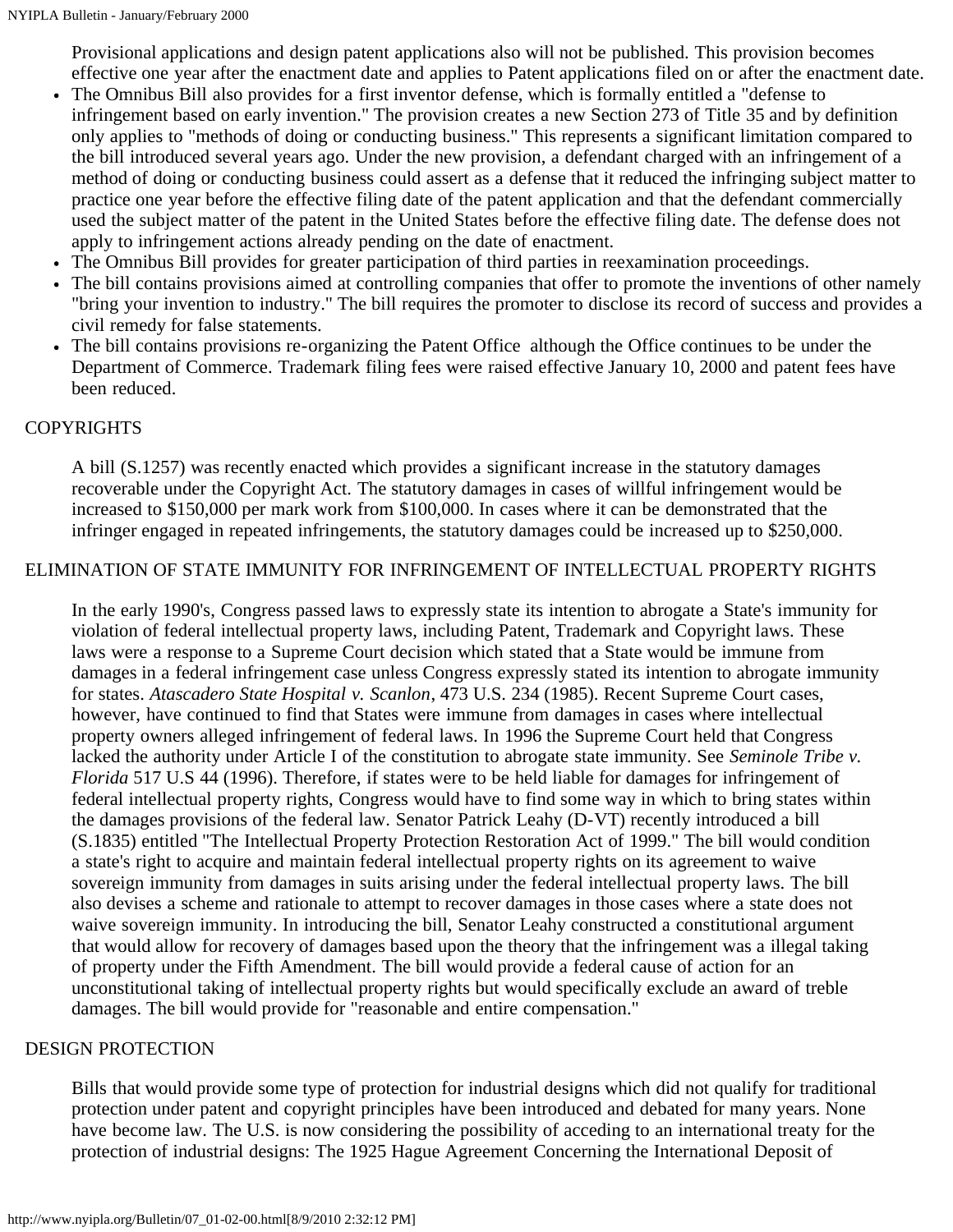Provisional applications and design patent applications also will not be published. This provision becomes effective one year after the enactment date and applies to Patent applications filed on or after the enactment date.

- The Omnibus Bill also provides for a first inventor defense, which is formally entitled a "defense to infringement based on early invention." The provision creates a new Section 273 of Title 35 and by definition only applies to "methods of doing or conducting business." This represents a significant limitation compared to the bill introduced several years ago. Under the new provision, a defendant charged with an infringement of a method of doing or conducting business could assert as a defense that it reduced the infringing subject matter to practice one year before the effective filing date of the patent application and that the defendant commercially used the subject matter of the patent in the United States before the effective filing date. The defense does not apply to infringement actions already pending on the date of enactment.
- The Omnibus Bill provides for greater participation of third parties in reexamination proceedings.
- The bill contains provisions aimed at controlling companies that offer to promote the inventions of other namely "bring your invention to industry." The bill requires the promoter to disclose its record of success and provides a civil remedy for false statements.
- The bill contains provisions re-organizing the Patent Office although the Office continues to be under the Department of Commerce. Trademark filing fees were raised effective January 10, 2000 and patent fees have been reduced.

COPYRIGHTS

A bill (S.1257) was recently enacted which provides a significant increase in the statutory damages recoverable under the Copyright Act. The statutory damages in cases of willful infringement would be increased to $150,000 per mark work from $100,000. In cases where it can be demonstrated that the infringer engaged in repeated infringements, the statutory damages could be increased up to $250,000.

ELIMINATION OF STATE IMMUNITY FOR INFRINGEMENT OF INTELLECTUAL PROPERTY RIGHTS

In the early 1990's, Congress passed laws to expressly state its intention to abrogate a State's immunity for violation of federal intellectual property laws, including Patent, Trademark and Copyright laws. These laws were a response to a Supreme Court decision which stated that a State would be immune from damages in a federal infringement case unless Congress expressly stated its intention to abrogate immunity for states. *Atascadero State Hospital v. Scanlon,* 473 U.S. 234 (1985). Recent Supreme Court cases, however, have continued to find that States were immune from damages in cases where intellectual property owners alleged infringement of federal laws. In 1996 the Supreme Court held that Congress lacked the authority under Article I of the constitution to abrogate state immunity. See *Seminole Tribe v. Florida* 517 U.S 44 (1996). Therefore, if states were to be held liable for damages for infringement of federal intellectual property rights, Congress would have to find some way in which to bring states within the damages provisions of the federal law. Senator Patrick Leahy (D-VT) recently introduced a bill (S.1835) entitled "The Intellectual Property Protection Restoration Act of 1999." The bill would condition a state's right to acquire and maintain federal intellectual property rights on its agreement to waive sovereign immunity from damages in suits arising under the federal intellectual property laws. The bill also devises a scheme and rationale to attempt to recover damages in those cases where a state does not waive sovereign immunity. In introducing the bill, Senator Leahy constructed a constitutional argument that would allow for recovery of damages based upon the theory that the infringement was a illegal taking of property under the Fifth Amendment. The bill would provide a federal cause of action for an unconstitutional taking of intellectual property rights but would specifically exclude an award of treble damages. The bill would provide for "reasonable and entire compensation."

DESIGN PROTECTION

Bills that would provide some type of protection for industrial designs which did not qualify for traditional protection under patent and copyright principles have been introduced and debated for many years. None have become law. The U.S. is now considering the possibility of acceding to an international treaty for the protection of industrial designs: The 1925 Hague Agreement Concerning the International Deposit of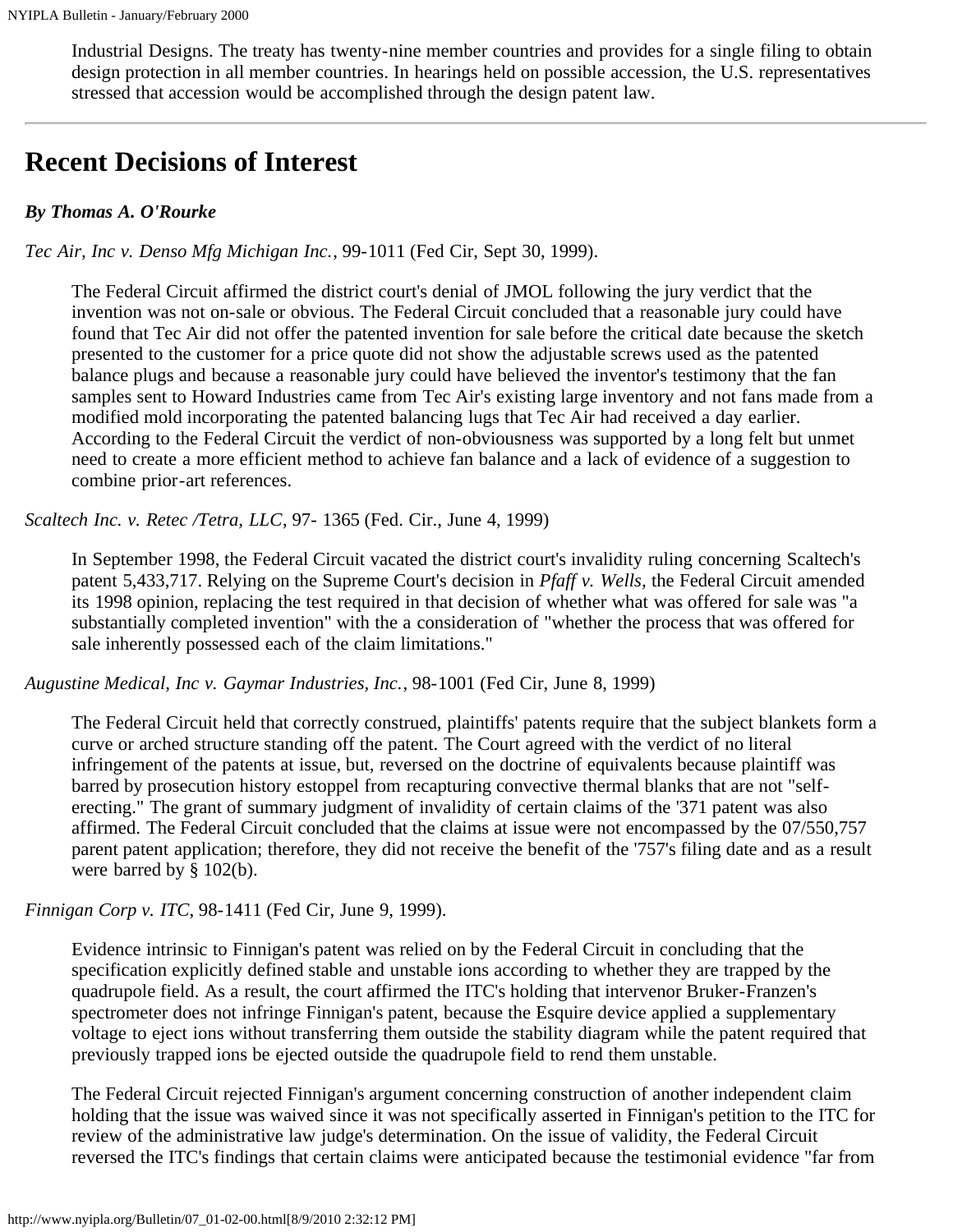Industrial Designs. The treaty has twenty-nine member countries and provides for a single filing to obtain design protection in all member countries. In hearings held on possible accession, the U.S. representatives stressed that accession would be accomplished through the design patent law.

---

# Recent Decisions of Interest

***By Thomas A. O'Rourke***

*Tec Air, Inc v. Denso Mfg Michigan Inc.*, 99-1011 (Fed Cir, Sept 30, 1999).

The Federal Circuit affirmed the district court's denial of JMOL following the jury verdict that the invention was not on-sale or obvious. The Federal Circuit concluded that a reasonable jury could have found that Tec Air did not offer the patented invention for sale before the critical date because the sketch presented to the customer for a price quote did not show the adjustable screws used as the patented balance plugs and because a reasonable jury could have believed the inventor's testimony that the fan samples sent to Howard Industries came from Tec Air's existing large inventory and not fans made from a modified mold incorporating the patented balancing lugs that Tec Air had received a day earlier. According to the Federal Circuit the verdict of non-obviousness was supported by a long felt but unmet need to create a more efficient method to achieve fan balance and a lack of evidence of a suggestion to combine prior-art references.

*Scaltech Inc. v. Retec /Tetra, LLC*, 97- 1365 (Fed. Cir., June 4, 1999)

In September 1998, the Federal Circuit vacated the district court's invalidity ruling concerning Scaltech's patent 5,433,717. Relying on the Supreme Court's decision in *Pfaff v. Wells*, the Federal Circuit amended its 1998 opinion, replacing the test required in that decision of whether what was offered for sale was "a substantially completed invention" with the a consideration of "whether the process that was offered for sale inherently possessed each of the claim limitations."

*Augustine Medical, Inc v. Gaymar Industries, Inc.*, 98-1001 (Fed Cir, June 8, 1999)

The Federal Circuit held that correctly construed, plaintiffs' patents require that the subject blankets form a curve or arched structure standing off the patent. The Court agreed with the verdict of no literal infringement of the patents at issue, but, reversed on the doctrine of equivalents because plaintiff was barred by prosecution history estoppel from recapturing convective thermal blanks that are not "self-erecting." The grant of summary judgment of invalidity of certain claims of the '371 patent was also affirmed. The Federal Circuit concluded that the claims at issue were not encompassed by the 07/550,757 parent patent application; therefore, they did not receive the benefit of the '757's filing date and as a result were barred by § 102(b).

*Finnigan Corp v. ITC*, 98-1411 (Fed Cir, June 9, 1999).

Evidence intrinsic to Finnigan's patent was relied on by the Federal Circuit in concluding that the specification explicitly defined stable and unstable ions according to whether they are trapped by the quadrupole field. As a result, the court affirmed the ITC's holding that intervenor Bruker-Franzen's spectrometer does not infringe Finnigan's patent, because the Esquire device applied a supplementary voltage to eject ions without transferring them outside the stability diagram while the patent required that previously trapped ions be ejected outside the quadrupole field to rend them unstable.

The Federal Circuit rejected Finnigan's argument concerning construction of another independent claim holding that the issue was waived since it was not specifically asserted in Finnigan's petition to the ITC for review of the administrative law judge's determination. On the issue of validity, the Federal Circuit reversed the ITC's findings that certain claims were anticipated because the testimonial evidence "far from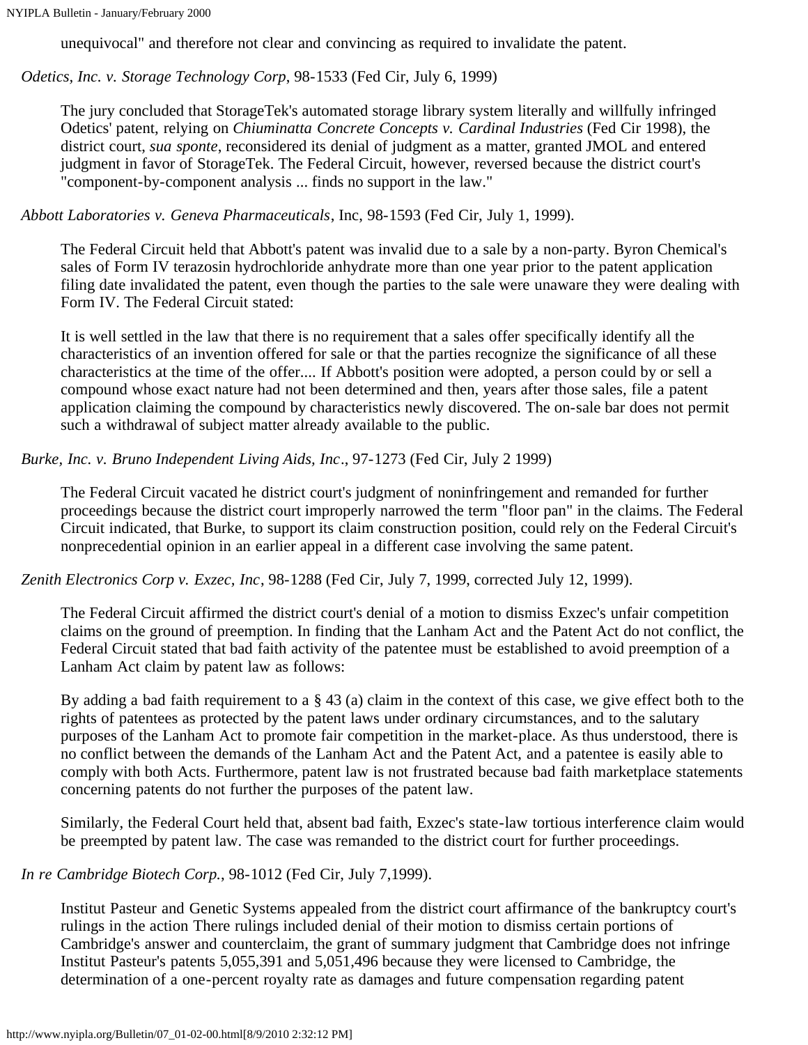unequivocal" and therefore not clear and convincing as required to invalidate the patent.

*Odetics, Inc. v. Storage Technology Corp*, 98-1533 (Fed Cir, July 6, 1999)

> The jury concluded that StorageTek's automated storage library system literally and willfully infringed Odetics' patent, relying on *Chiuminatta Concrete Concepts v. Cardinal Industries* (Fed Cir 1998), the district court, *sua sponte*, reconsidered its denial of judgment as a matter, granted JMOL and entered judgment in favor of StorageTek. The Federal Circuit, however, reversed because the district court's "component-by-component analysis ... finds no support in the law."

*Abbott Laboratories v. Geneva Pharmaceuticals*, Inc, 98-1593 (Fed Cir, July 1, 1999).

> The Federal Circuit held that Abbott's patent was invalid due to a sale by a non-party. Byron Chemical's sales of Form IV terazosin hydrochloride anhydrate more than one year prior to the patent application filing date invalidated the patent, even though the parties to the sale were unaware they were dealing with Form IV. The Federal Circuit stated:
>
> It is well settled in the law that there is no requirement that a sales offer specifically identify all the characteristics of an invention offered for sale or that the parties recognize the significance of all these characteristics at the time of the offer.... If Abbott's position were adopted, a person could by or sell a compound whose exact nature had not been determined and then, years after those sales, file a patent application claiming the compound by characteristics newly discovered. The on-sale bar does not permit such a withdrawal of subject matter already available to the public.

*Burke, Inc. v. Bruno Independent Living Aids, Inc*., 97-1273 (Fed Cir, July 2 1999)

> The Federal Circuit vacated he district court's judgment of noninfringement and remanded for further proceedings because the district court improperly narrowed the term "floor pan" in the claims. The Federal Circuit indicated, that Burke, to support its claim construction position, could rely on the Federal Circuit's nonprecedential opinion in an earlier appeal in a different case involving the same patent.

*Zenith Electronics Corp v. Exzec, Inc*, 98-1288 (Fed Cir, July 7, 1999, corrected July 12, 1999).

> The Federal Circuit affirmed the district court's denial of a motion to dismiss Exzec's unfair competition claims on the ground of preemption. In finding that the Lanham Act and the Patent Act do not conflict, the Federal Circuit stated that bad faith activity of the patentee must be established to avoid preemption of a Lanham Act claim by patent law as follows:
>
> By adding a bad faith requirement to a § 43 (a) claim in the context of this case, we give effect both to the rights of patentees as protected by the patent laws under ordinary circumstances, and to the salutary purposes of the Lanham Act to promote fair competition in the market-place. As thus understood, there is no conflict between the demands of the Lanham Act and the Patent Act, and a patentee is easily able to comply with both Acts. Furthermore, patent law is not frustrated because bad faith marketplace statements concerning patents do not further the purposes of the patent law.
>
> Similarly, the Federal Court held that, absent bad faith, Exzec's state-law tortious interference claim would be preempted by patent law. The case was remanded to the district court for further proceedings.

*In re Cambridge Biotech Corp.*, 98-1012 (Fed Cir, July 7,1999).

> Institut Pasteur and Genetic Systems appealed from the district court affirmance of the bankruptcy court's rulings in the action There rulings included denial of their motion to dismiss certain portions of Cambridge's answer and counterclaim, the grant of summary judgment that Cambridge does not infringe Institut Pasteur's patents 5,055,391 and 5,051,496 because they were licensed to Cambridge, the determination of a one-percent royalty rate as damages and future compensation regarding patent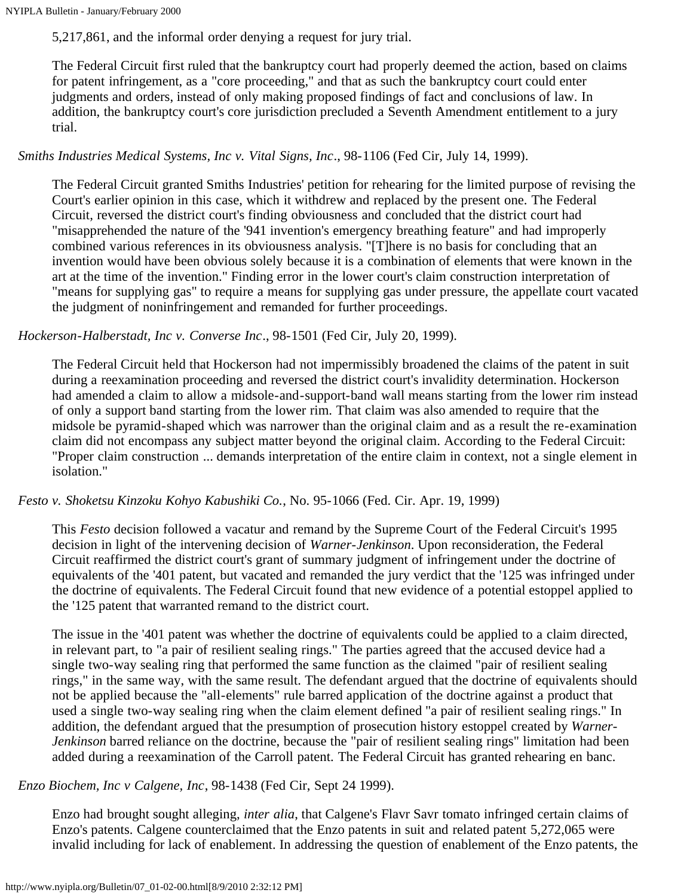5,217,861, and the informal order denying a request for jury trial.

The Federal Circuit first ruled that the bankruptcy court had properly deemed the action, based on claims for patent infringement, as a "core proceeding," and that as such the bankruptcy court could enter judgments and orders, instead of only making proposed findings of fact and conclusions of law. In addition, the bankruptcy court's core jurisdiction precluded a Seventh Amendment entitlement to a jury trial.

*Smiths Industries Medical Systems, Inc v. Vital Signs, Inc*., 98-1106 (Fed Cir, July 14, 1999).

The Federal Circuit granted Smiths Industries' petition for rehearing for the limited purpose of revising the Court's earlier opinion in this case, which it withdrew and replaced by the present one. The Federal Circuit, reversed the district court's finding obviousness and concluded that the district court had "misapprehended the nature of the '941 invention's emergency breathing feature" and had improperly combined various references in its obviousness analysis. "[T]here is no basis for concluding that an invention would have been obvious solely because it is a combination of elements that were known in the art at the time of the invention." Finding error in the lower court's claim construction interpretation of "means for supplying gas" to require a means for supplying gas under pressure, the appellate court vacated the judgment of noninfringement and remanded for further proceedings.

*Hockerson-Halberstadt, Inc v. Converse Inc*., 98-1501 (Fed Cir, July 20, 1999).

The Federal Circuit held that Hockerson had not impermissibly broadened the claims of the patent in suit during a reexamination proceeding and reversed the district court's invalidity determination. Hockerson had amended a claim to allow a midsole-and-support-band wall means starting from the lower rim instead of only a support band starting from the lower rim. That claim was also amended to require that the midsole be pyramid-shaped which was narrower than the original claim and as a result the re-examination claim did not encompass any subject matter beyond the original claim. According to the Federal Circuit: "Proper claim construction ... demands interpretation of the entire claim in context, not a single element in isolation."

*Festo v. Shoketsu Kinzoku Kohyo Kabushiki Co.,* No. 95-1066 (Fed. Cir. Apr. 19, 1999)

This *Festo* decision followed a vacatur and remand by the Supreme Court of the Federal Circuit's 1995 decision in light of the intervening decision of *Warner-Jenkinson*. Upon reconsideration, the Federal Circuit reaffirmed the district court's grant of summary judgment of infringement under the doctrine of equivalents of the '401 patent, but vacated and remanded the jury verdict that the '125 was infringed under the doctrine of equivalents. The Federal Circuit found that new evidence of a potential estoppel applied to the '125 patent that warranted remand to the district court.

The issue in the '401 patent was whether the doctrine of equivalents could be applied to a claim directed, in relevant part, to "a pair of resilient sealing rings." The parties agreed that the accused device had a single two-way sealing ring that performed the same function as the claimed "pair of resilient sealing rings," in the same way, with the same result. The defendant argued that the doctrine of equivalents should not be applied because the "all-elements" rule barred application of the doctrine against a product that used a single two-way sealing ring when the claim element defined "a pair of resilient sealing rings." In addition, the defendant argued that the presumption of prosecution history estoppel created by *Warner-Jenkinson* barred reliance on the doctrine, because the "pair of resilient sealing rings" limitation had been added during a reexamination of the Carroll patent. The Federal Circuit has granted rehearing en banc.

*Enzo Biochem, Inc v Calgene, Inc*, 98-1438 (Fed Cir, Sept 24 1999).

Enzo had brought sought alleging, *inter alia*, that Calgene's Flavr Savr tomato infringed certain claims of Enzo's patents. Calgene counterclaimed that the Enzo patents in suit and related patent 5,272,065 were invalid including for lack of enablement. In addressing the question of enablement of the Enzo patents, the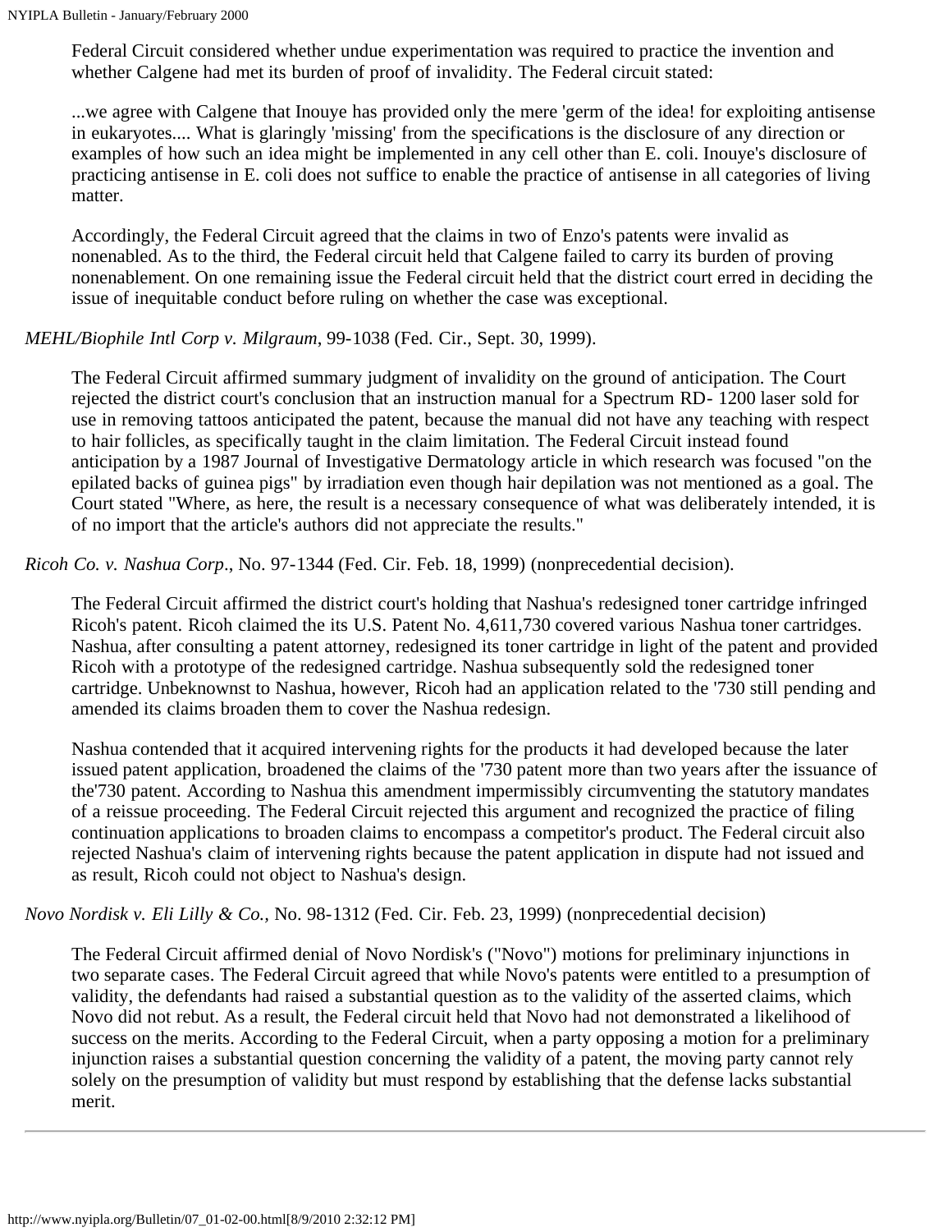Federal Circuit considered whether undue experimentation was required to practice the invention and whether Calgene had met its burden of proof of invalidity. The Federal circuit stated:

> ...we agree with Calgene that Inouye has provided only the mere 'germ of the idea! for exploiting antisense in eukaryotes.... What is glaringly 'missing' from the specifications is the disclosure of any direction or examples of how such an idea might be implemented in any cell other than E. coli. Inouye's disclosure of practicing antisense in E. coli does not suffice to enable the practice of antisense in all categories of living matter.

Accordingly, the Federal Circuit agreed that the claims in two of Enzo's patents were invalid as nonenabled. As to the third, the Federal circuit held that Calgene failed to carry its burden of proving nonenablement. On one remaining issue the Federal circuit held that the district court erred in deciding the issue of inequitable conduct before ruling on whether the case was exceptional.

*MEHL/Biophile Intl Corp v. Milgraum*, 99-1038 (Fed. Cir., Sept. 30, 1999).

The Federal Circuit affirmed summary judgment of invalidity on the ground of anticipation. The Court rejected the district court's conclusion that an instruction manual for a Spectrum RD- 1200 laser sold for use in removing tattoos anticipated the patent, because the manual did not have any teaching with respect to hair follicles, as specifically taught in the claim limitation. The Federal Circuit instead found anticipation by a 1987 Journal of Investigative Dermatology article in which research was focused "on the epilated backs of guinea pigs" by irradiation even though hair depilation was not mentioned as a goal. The Court stated "Where, as here, the result is a necessary consequence of what was deliberately intended, it is of no import that the article's authors did not appreciate the results."

*Ricoh Co. v. Nashua Corp*., No. 97-1344 (Fed. Cir. Feb. 18, 1999) (nonprecedential decision).

The Federal Circuit affirmed the district court's holding that Nashua's redesigned toner cartridge infringed Ricoh's patent. Ricoh claimed the its U.S. Patent No. 4,611,730 covered various Nashua toner cartridges. Nashua, after consulting a patent attorney, redesigned its toner cartridge in light of the patent and provided Ricoh with a prototype of the redesigned cartridge. Nashua subsequently sold the redesigned toner cartridge. Unbeknownst to Nashua, however, Ricoh had an application related to the '730 still pending and amended its claims broaden them to cover the Nashua redesign.

Nashua contended that it acquired intervening rights for the products it had developed because the later issued patent application, broadened the claims of the '730 patent more than two years after the issuance of the'730 patent. According to Nashua this amendment impermissibly circumventing the statutory mandates of a reissue proceeding. The Federal Circuit rejected this argument and recognized the practice of filing continuation applications to broaden claims to encompass a competitor's product. The Federal circuit also rejected Nashua's claim of intervening rights because the patent application in dispute had not issued and as result, Ricoh could not object to Nashua's design.

*Novo Nordisk v. Eli Lilly & Co.*, No. 98-1312 (Fed. Cir. Feb. 23, 1999) (nonprecedential decision)

The Federal Circuit affirmed denial of Novo Nordisk's ("Novo") motions for preliminary injunctions in two separate cases. The Federal Circuit agreed that while Novo's patents were entitled to a presumption of validity, the defendants had raised a substantial question as to the validity of the asserted claims, which Novo did not rebut. As a result, the Federal circuit held that Novo had not demonstrated a likelihood of success on the merits. According to the Federal Circuit, when a party opposing a motion for a preliminary injunction raises a substantial question concerning the validity of a patent, the moving party cannot rely solely on the presumption of validity but must respond by establishing that the defense lacks substantial merit.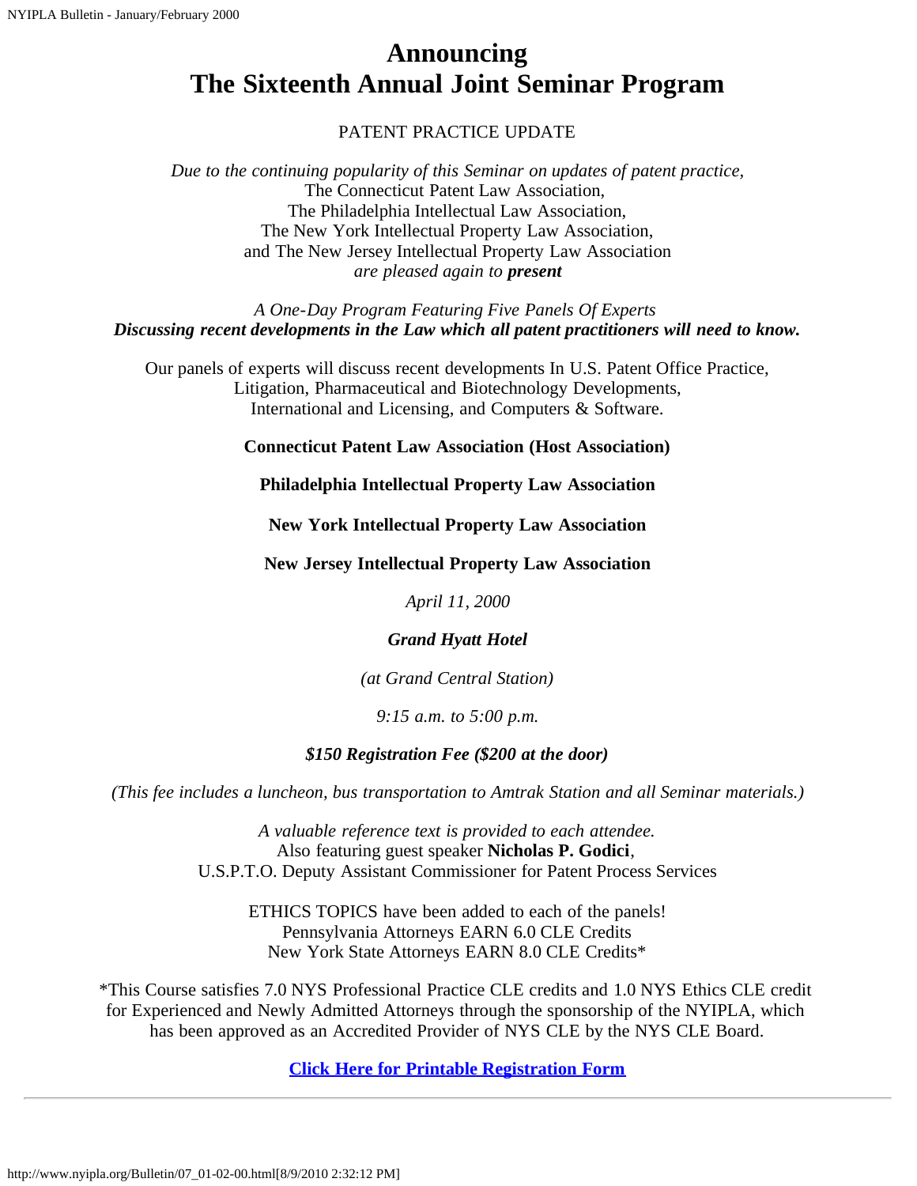# Announcing
# The Sixteenth Annual Joint Seminar Program

PATENT PRACTICE UPDATE

*Due to the continuing popularity of this Seminar on updates of patent practice,*
The Connecticut Patent Law Association,
The Philadelphia Intellectual Law Association,
The New York Intellectual Property Law Association,
and The New Jersey Intellectual Property Law Association
*are pleased again to **present***

*A One-Day Program Featuring Five Panels Of Experts*
***Discussing recent developments in the Law which all patent practitioners will need to know.***

Our panels of experts will discuss recent developments In U.S. Patent Office Practice, Litigation, Pharmaceutical and Biotechnology Developments, International and Licensing, and Computers & Software.

**Connecticut Patent Law Association (Host Association)**

**Philadelphia Intellectual Property Law Association**

**New York Intellectual Property Law Association**

**New Jersey Intellectual Property Law Association**

*April 11, 2000*

***Grand Hyatt Hotel***

*(at Grand Central Station)*

*9:15 a.m. to 5:00 p.m.*

***$150 Registration Fee ($200 at the door)***

*(This fee includes a luncheon, bus transportation to Amtrak Station and all Seminar materials.)*

*A valuable reference text is provided to each attendee.*
Also featuring guest speaker **Nicholas P. Godici**,
U.S.P.T.O. Deputy Assistant Commissioner for Patent Process Services

ETHICS TOPICS have been added to each of the panels!
Pennsylvania Attorneys EARN 6.0 CLE Credits
New York State Attorneys EARN 8.0 CLE Credits*

*This Course satisfies 7.0 NYS Professional Practice CLE credits and 1.0 NYS Ethics CLE credit for Experienced and Newly Admitted Attorneys through the sponsorship of the NYIPLA, which has been approved as an Accredited Provider of NYS CLE by the NYS CLE Board.

**Click Here for Printable Registration Form**

---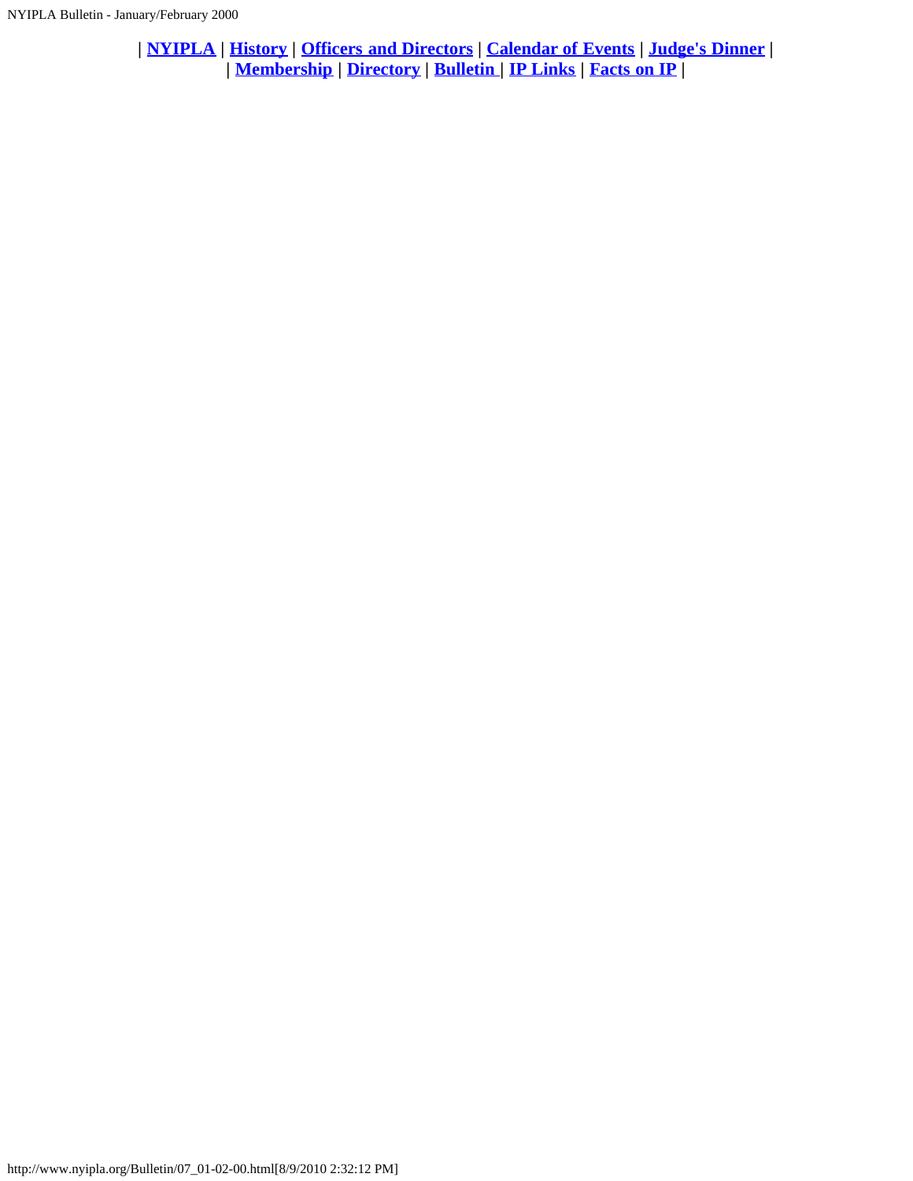| NYIPLA | History | Officers and Directors | Calendar of Events | Judge's Dinner |
| Membership | Directory | Bulletin | IP Links | Facts on IP |